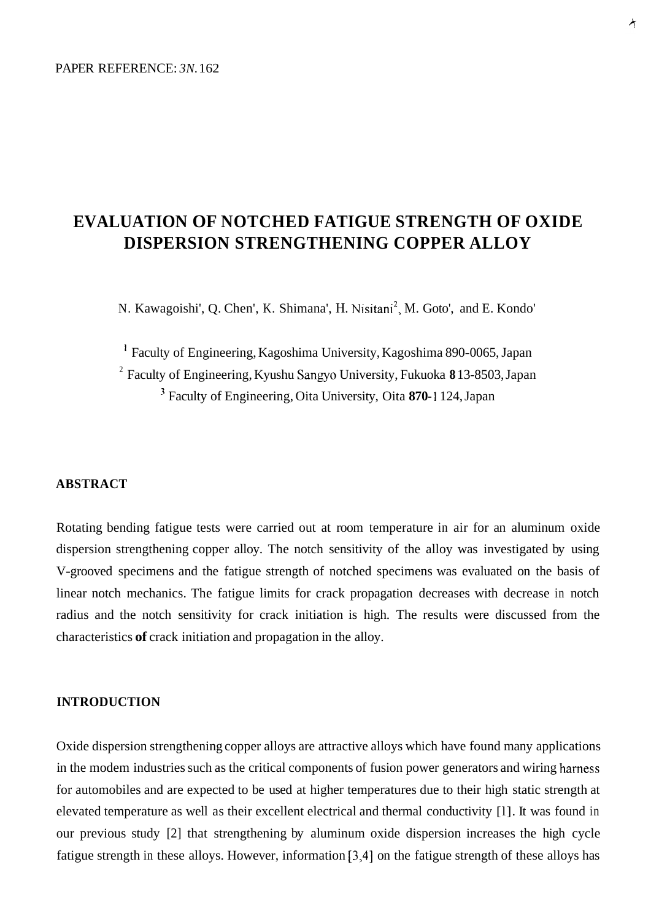PAPER REFERENCE: *3N*.162

# EVALUATION OF NOTCHED FATIGUE STRENGTH OF OXIDE DISPERSION STRENGTHENING COPPER ALLOY

N. Kawagoishi[1], Q. Chen[1], K. Shimana[1], H. Nisitani[2], M. Goto[1], and E. Kondo[1]

[1] Faculty of Engineering, Kagoshima University, Kagoshima 890-0065, Japan
[2] Faculty of Engineering, Kyushu Sangyo University, Fukuoka 813-8503, Japan
[3] Faculty of Engineering, Oita University, Oita 870-1124, Japan

## ABSTRACT

Rotating bending fatigue tests were carried out at room temperature in air for an aluminum oxide dispersion strengthening copper alloy. The notch sensitivity of the alloy was investigated by using V-grooved specimens and the fatigue strength of notched specimens was evaluated on the basis of linear notch mechanics. The fatigue limits for crack propagation decreases with decrease in notch radius and the notch sensitivity for crack initiation is high. The results were discussed from the characteristics of crack initiation and propagation in the alloy.

## INTRODUCTION

Oxide dispersion strengthening copper alloys are attractive alloys which have found many applications in the modem industries such as the critical components of fusion power generators and wiring harness for automobiles and are expected to be used at higher temperatures due to their high static strength at elevated temperature as well as their excellent electrical and thermal conductivity [1]. It was found in our previous study [2] that strengthening by aluminum oxide dispersion increases the high cycle fatigue strength in these alloys. However, information [3,4] on the fatigue strength of these alloys has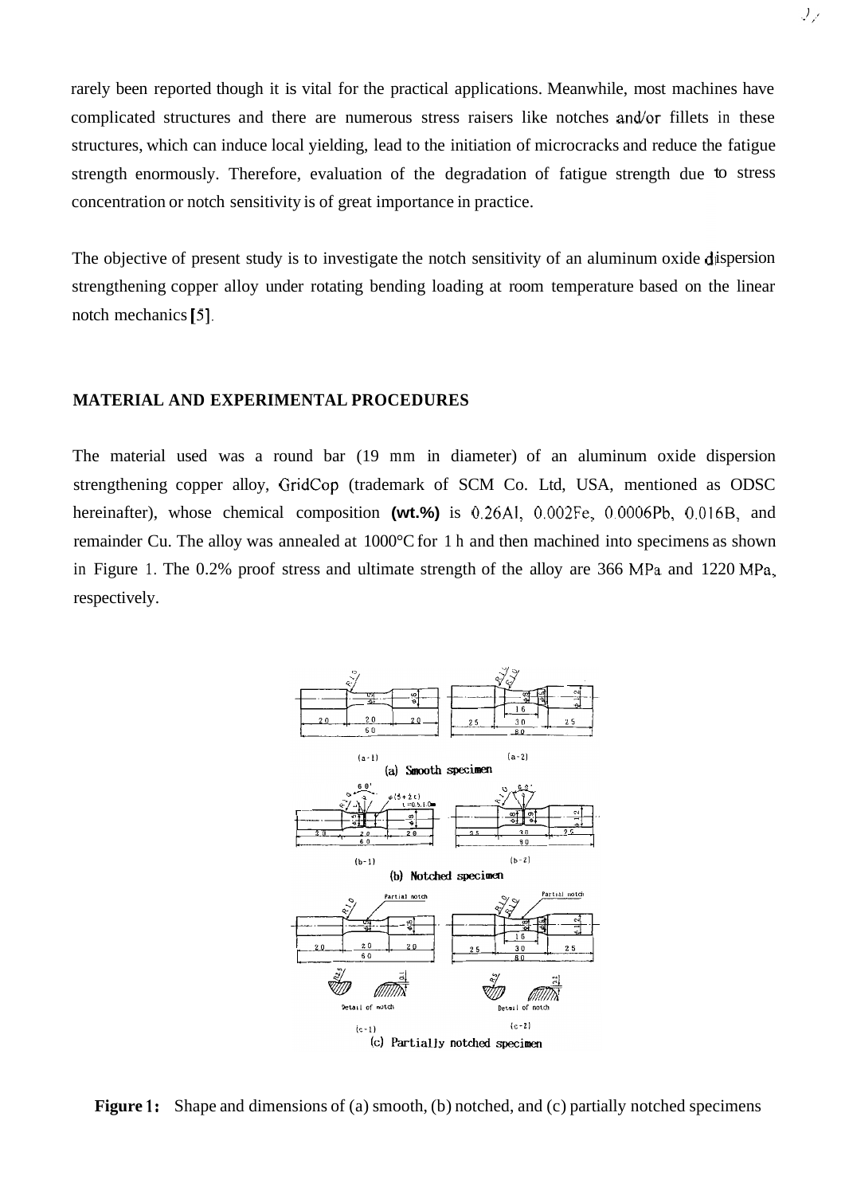rarely been reported though it is vital for the practical applications. Meanwhile, most machines have complicated structures and there are numerous stress raisers like notches and/or fillets in these structures, which can induce local yielding, lead to the initiation of microcracks and reduce the fatigue strength enormously. Therefore, evaluation of the degradation of fatigue strength due to stress concentration or notch sensitivity is of great importance in practice.

The objective of present study is to investigate the notch sensitivity of an aluminum oxide dispersion strengthening copper alloy under rotating bending loading at room temperature based on the linear notch mechanics [5].

## MATERIAL AND EXPERIMENTAL PROCEDURES

The material used was a round bar (19 mm in diameter) of an aluminum oxide dispersion strengthening copper alloy, GridCop (trademark of SCM Co. Ltd, USA, mentioned as ODSC hereinafter), whose chemical composition **(wt.%)** is 0.26Al, 0.002Fe, 0.0006Pb, 0.016B, and remainder Cu. The alloy was annealed at 1000°C for 1 h and then machined into specimens as shown in Figure 1. The 0.2% proof stress and ultimate strength of the alloy are 366 MPa and 1220 MPa, respectively.

**Figure 1:** Shape and dimensions of (a) smooth, (b) notched, and (c) partially notched specimens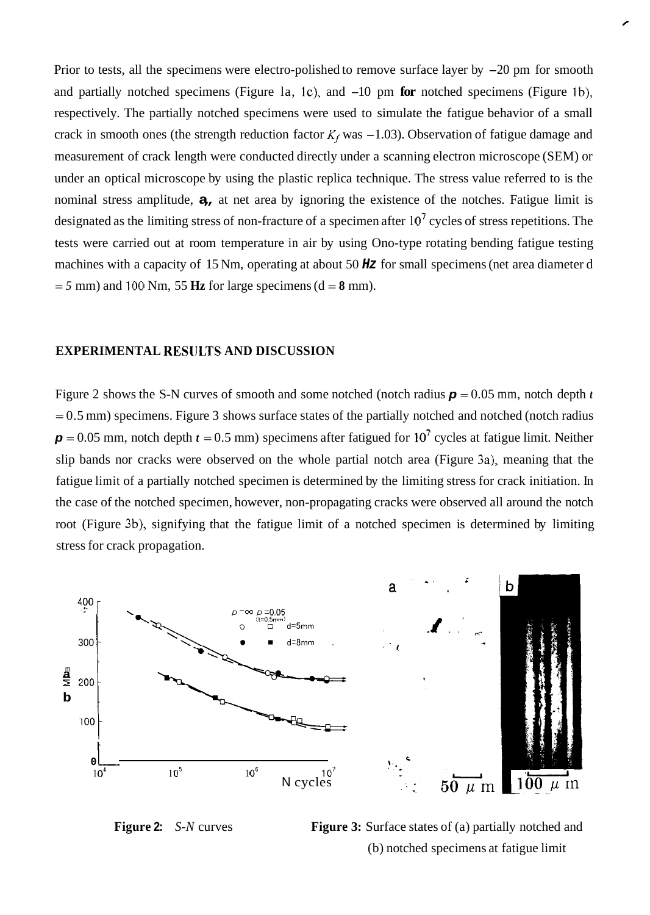Prior to tests, all the specimens were electro-polished to remove surface layer by –20 pm for smooth and partially notched specimens (Figure la, 1c), and –10 pm **for** notched specimens (Figure 1b), respectively. The partially notched specimens were used to simulate the fatigue behavior of a small crack in smooth ones (the strength reduction factor $K_f$ was –1.03). Observation of fatigue damage and measurement of crack length were conducted directly under a scanning electron microscope (SEM) or under an optical microscope by using the plastic replica technique. The stress value referred to is the nominal stress amplitude, $\sigma_a$, at net area by ignoring the existence of the notches. Fatigue limit is designated as the limiting stress of non-fracture of a specimen after $10^7$ cycles of stress repetitions. The tests were carried out at room temperature in air by using Ono-type rotating bending fatigue testing machines with a capacity of 15 Nm, operating at about 50 *Hz* for small specimens (net area diameter d = *5* mm) and 100 Nm, 55 **Hz** for large specimens (d = **8** mm).

## EXPERIMENTAL RESULTS AND DISCUSSION

Figure 2 shows the S-N curves of smooth and some notched (notch radius $\rho$ = 0.05 mm, notch depth *t* = 0.5 mm) specimens. Figure 3 shows surface states of the partially notched and notched (notch radius $\rho$ = 0.05 mm, notch depth *t* = 0.5 mm) specimens after fatigued for $10^7$ cycles at fatigue limit. Neither slip bands nor cracks were observed on the whole partial notch area (Figure 3a), meaning that the fatigue limit of a partially notched specimen is determined by the limiting stress for crack initiation. In the case of the notched specimen, however, non-propagating cracks were observed all around the notch root (Figure 3b), signifying that the fatigue limit of a notched specimen is determined by limiting stress for crack propagation.

**Figure 2:** *S-N* curves

**Figure 3:** Surface states of (a) partially notched and (b) notched specimens at fatigue limit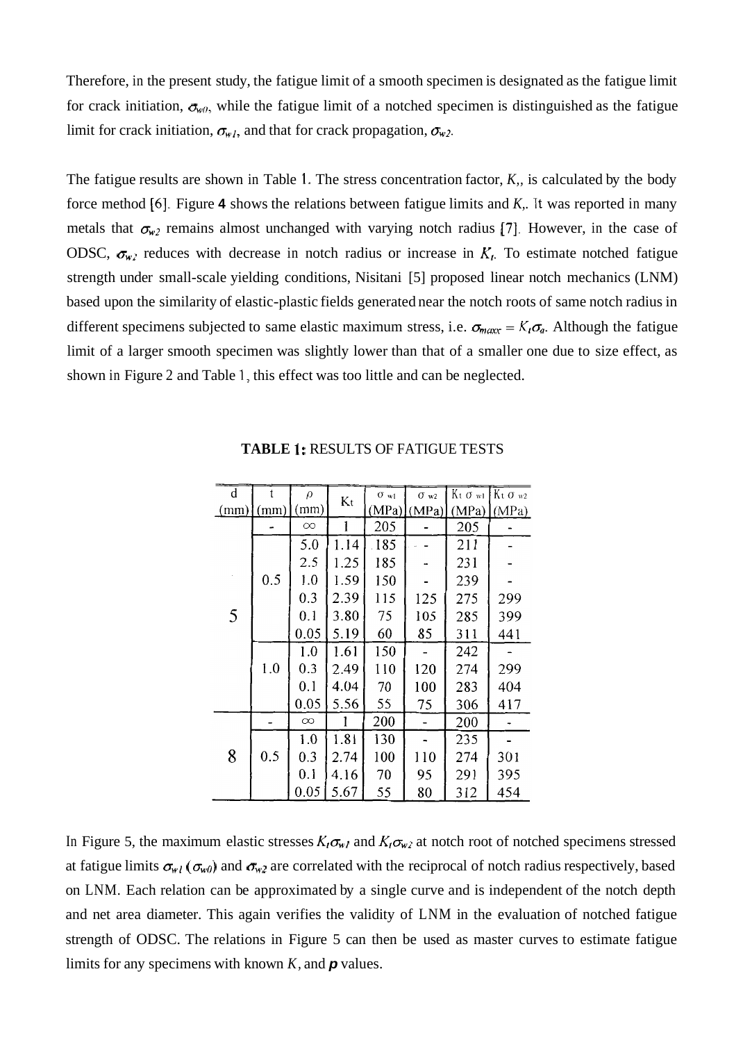Therefore, in the present study, the fatigue limit of a smooth specimen is designated as the fatigue limit for crack initiation, $\sigma_{w0}$, while the fatigue limit of a notched specimen is distinguished as the fatigue limit for crack initiation, $\sigma_{w1}$, and that for crack propagation, $\sigma_{w2}$.

The fatigue results are shown in Table 1. The stress concentration factor, $K_t$, is calculated by the body force method [6]. Figure **4** shows the relations between fatigue limits and $K_t$. It was reported in many metals that $\sigma_{w2}$ remains almost unchanged with varying notch radius [7]. However, in the case of ODSC, $\sigma_{w2}$ reduces with decrease in notch radius or increase in $K_t$. To estimate notched fatigue strength under small-scale yielding conditions, Nisitani [5] proposed linear notch mechanics (LNM) based upon the similarity of elastic-plastic fields generated near the notch roots of same notch radius in different specimens subjected to same elastic maximum stress, i.e. $\sigma_{max} = K_t\sigma_a$. Although the fatigue limit of a larger smooth specimen was slightly lower than that of a smaller one due to size effect, as shown in Figure 2 and Table 1, this effect was too little and can be neglected.

**TABLE 1:** RESULTS OF FATIGUE TESTS

| d (mm) | t (mm) | $\rho$ (mm) | $K_t$ | $\sigma_{w1}$ (MPa) | $\sigma_{w2}$ (MPa) | $K_t\sigma_{w1}$ (MPa) | $K_t\sigma_{w2}$ (MPa) |
|---|---|---|---|---|---|---|---|
| 5 | - | $\infty$ | 1 | 205 | - | 205 | - |
| | 0.5 | 5.0 | 1.14 | 185 | - | 211 | - |
| | | 2.5 | 1.25 | 185 | - | 231 | - |
| | | 1.0 | 1.59 | 150 | - | 239 | - |
| | | 0.3 | 2.39 | 115 | 125 | 275 | 299 |
| | | 0.1 | 3.80 | 75 | 105 | 285 | 399 |
| | | 0.05 | 5.19 | 60 | 85 | 311 | 441 |
| | 1.0 | 1.0 | 1.61 | 150 | - | 242 | - |
| | | 0.3 | 2.49 | 110 | 120 | 274 | 299 |
| | | 0.1 | 4.04 | 70 | 100 | 283 | 404 |
| | | 0.05 | 5.56 | 55 | 75 | 306 | 417 |
| 8 | - | $\infty$ | 1 | 200 | - | 200 | - |
| | 0.5 | 1.0 | 1.81 | 130 | - | 235 | - |
| | | 0.3 | 2.74 | 100 | 110 | 274 | 301 |
| | | 0.1 | 4.16 | 70 | 95 | 291 | 395 |
| | | 0.05 | 5.67 | 55 | 80 | 312 | 454 |

In Figure 5, the maximum elastic stresses $K_t\sigma_{w1}$ and $K_t\sigma_{w2}$ at notch root of notched specimens stressed at fatigue limits $\sigma_{w1}$ ($\sigma_{w0}$) and $\sigma_{w2}$ are correlated with the reciprocal of notch radius respectively, based on LNM. Each relation can be approximated by a single curve and is independent of the notch depth and net area diameter. This again verifies the validity of LNM in the evaluation of notched fatigue strength of ODSC. The relations in Figure 5 can then be used as master curves to estimate fatigue limits for any specimens with known $K_t$ and $\boldsymbol{\rho}$ values.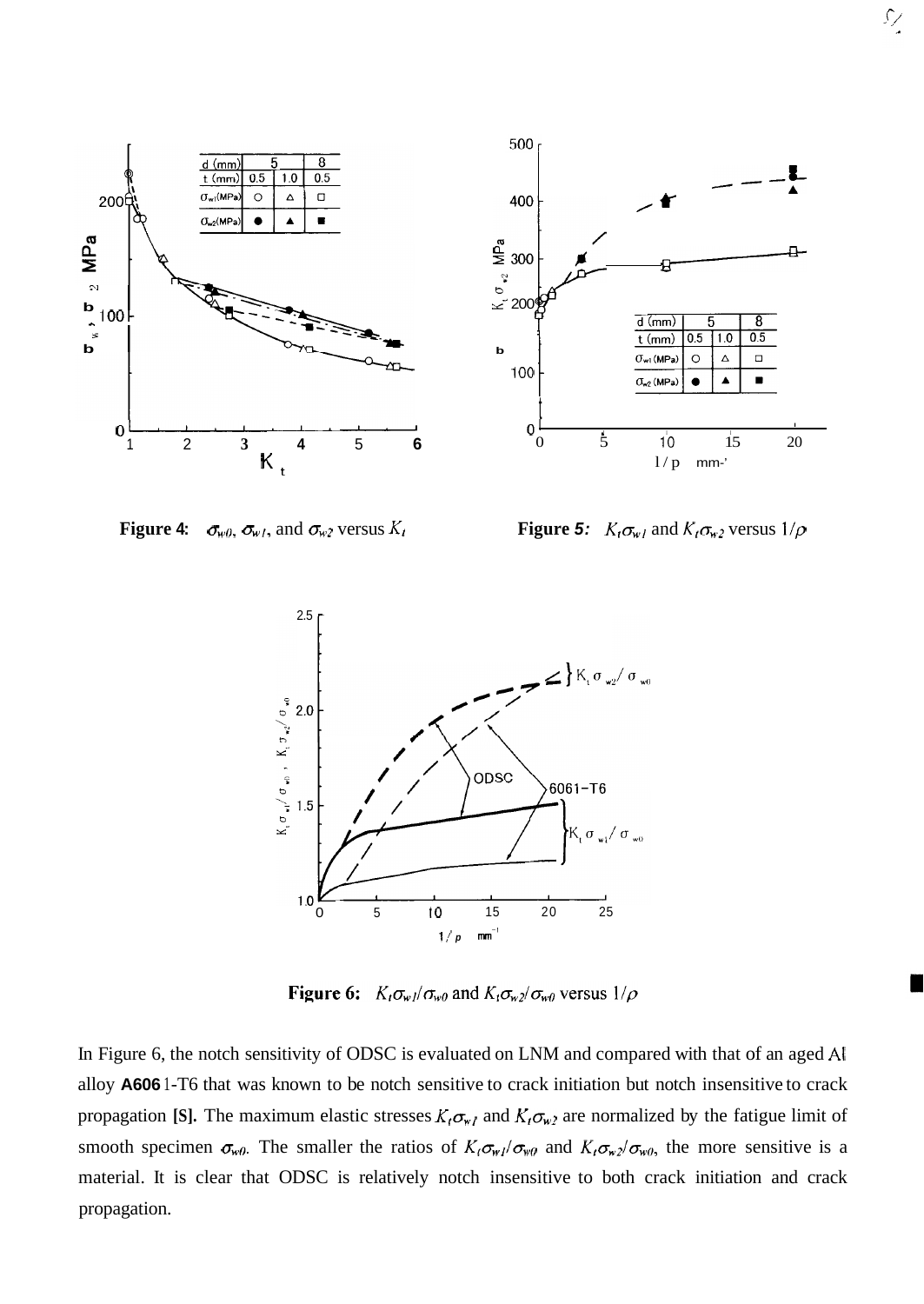**Figure 4:** $\sigma_{w0}$, $\sigma_{w1}$, and $\sigma_{w2}$ versus $K_t$

**Figure 5:** $K_t\sigma_{w1}$ and $K_t\sigma_{w2}$ versus $1/\rho$

**Figure 6:** $K_t\sigma_{w1}/\sigma_{w0}$ and $K_t\sigma_{w2}/\sigma_{w0}$ versus $1/\rho$

In Figure 6, the notch sensitivity of ODSC is evaluated on LNM and compared with that of an aged Al alloy A6061-T6 that was known to be notch sensitive to crack initiation but notch insensitive to crack propagation [S]. The maximum elastic stresses $K_t\sigma_{w1}$ and $K_t\sigma_{w2}$ are normalized by the fatigue limit of smooth specimen $\sigma_{w0}$. The smaller the ratios of $K_t\sigma_{w1}/\sigma_{w0}$ and $K_t\sigma_{w2}/\sigma_{w0}$, the more sensitive is a material. It is clear that ODSC is relatively notch insensitive to both crack initiation and crack propagation.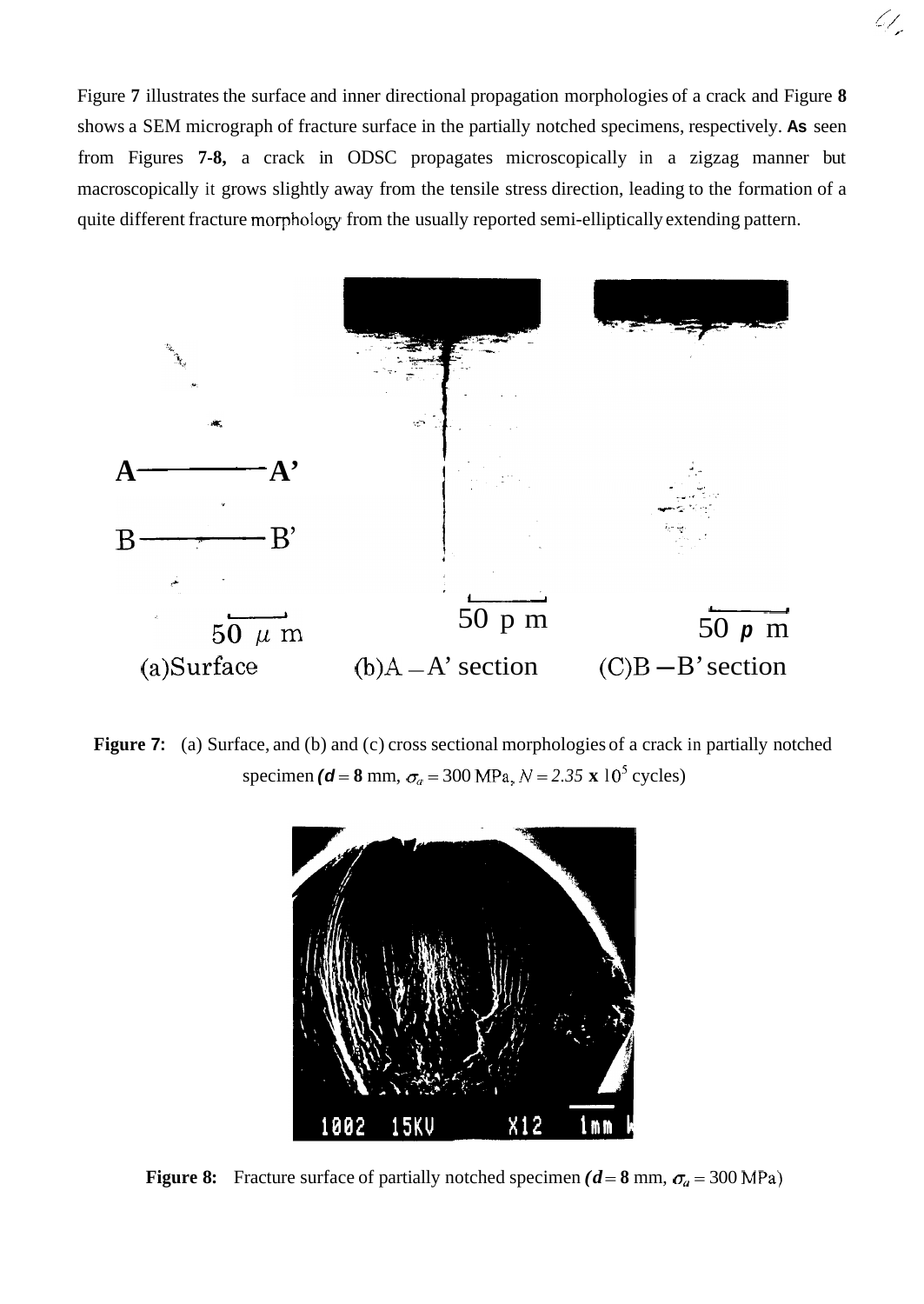Figure **7** illustrates the surface and inner directional propagation morphologies of a crack and Figure **8** shows a SEM micrograph of fracture surface in the partially notched specimens, respectively. **As** seen from Figures **7-8,** a crack in ODSC propagates microscopically in a zigzag manner but macroscopically it grows slightly away from the tensile stress direction, leading to the formation of a quite different fracture morphology from the usually reported semi-elliptically extending pattern.

**Figure 7:** (a) Surface, and (b) and (c) cross sectional morphologies of a crack in partially notched specimen (*$d$* = **8** mm, $\sigma_a = 300$ MPa, $N = 2.35 \times 10^5$ cycles)

**Figure 8:** Fracture surface of partially notched specimen (*$d$* = **8** mm, $\sigma_a = 300$ MPa)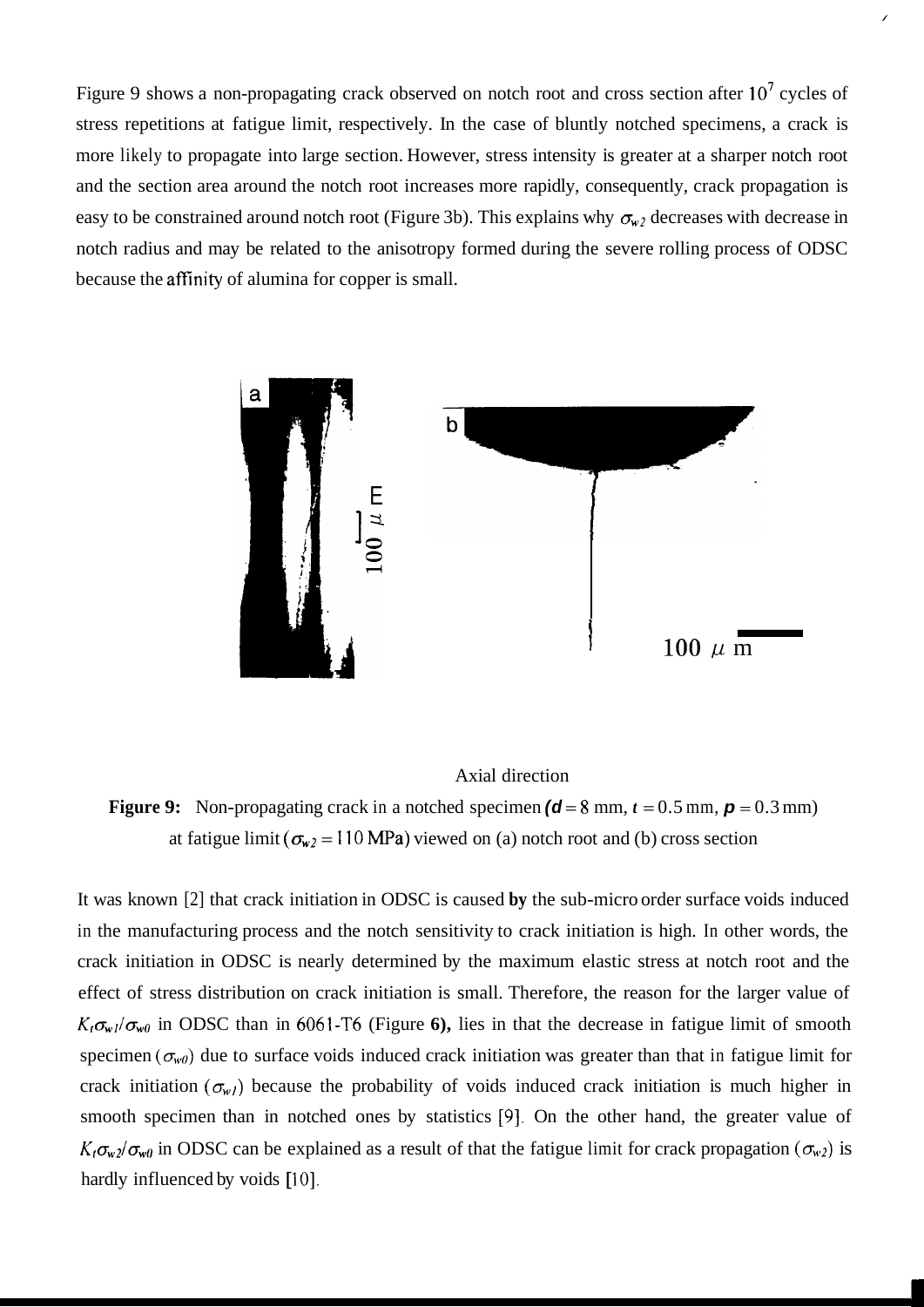Figure 9 shows a non-propagating crack observed on notch root and cross section after $10^7$ cycles of stress repetitions at fatigue limit, respectively. In the case of bluntly notched specimens, a crack is more likely to propagate into large section. However, stress intensity is greater at a sharper notch root and the section area around the notch root increases more rapidly, consequently, crack propagation is easy to be constrained around notch root (Figure 3b). This explains why $\sigma_{w2}$ decreases with decrease in notch radius and may be related to the anisotropy formed during the severe rolling process of ODSC because the affinity of alumina for copper is small.

Axial direction

**Figure 9:** Non-propagating crack in a notched specimen ($d = 8$ mm, $t = 0.5$ mm, $\rho = 0.3$ mm) at fatigue limit ($\sigma_{w2} = 110$ MPa) viewed on (a) notch root and (b) cross section

It was known [2] that crack initiation in ODSC is caused **by** the sub-micro order surface voids induced in the manufacturing process and the notch sensitivity to crack initiation is high. In other words, the crack initiation in ODSC is nearly determined by the maximum elastic stress at notch root and the effect of stress distribution on crack initiation is small. Therefore, the reason for the larger value of $K_t\sigma_{w1}/\sigma_{w0}$ in ODSC than in 6061-T6 (Figure **6),** lies in that the decrease in fatigue limit of smooth specimen ($\sigma_{w0}$) due to surface voids induced crack initiation was greater than that in fatigue limit for crack initiation ($\sigma_{w1}$) because the probability of voids induced crack initiation is much higher in smooth specimen than in notched ones by statistics [9]. On the other hand, the greater value of $K_t\sigma_{w2}/\sigma_{w0}$ in ODSC can be explained as a result of that the fatigue limit for crack propagation ($\sigma_{w2}$) is hardly influenced by voids [10].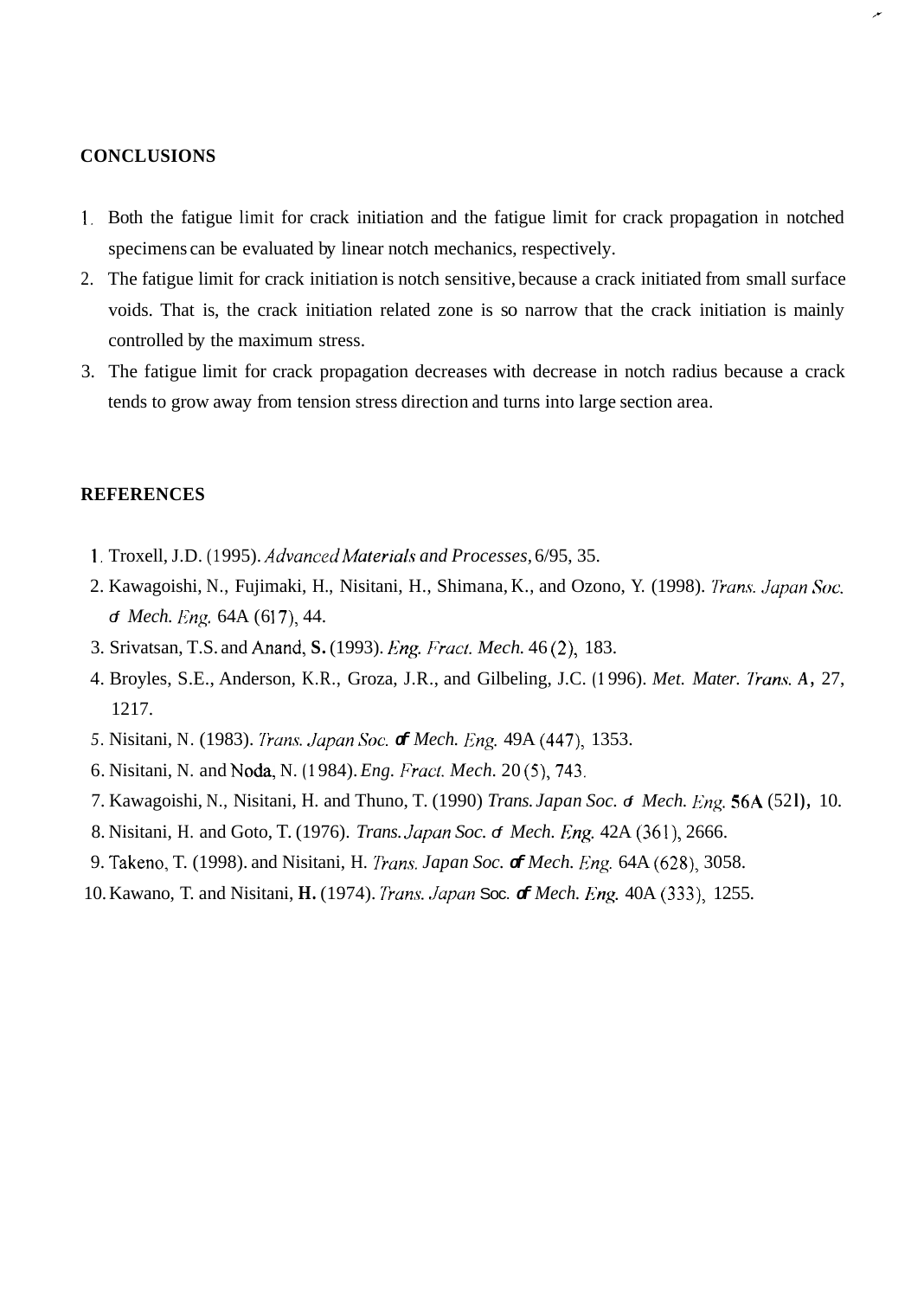## CONCLUSIONS

1. Both the fatigue limit for crack initiation and the fatigue limit for crack propagation in notched specimens can be evaluated by linear notch mechanics, respectively.
2. The fatigue limit for crack initiation is notch sensitive, because a crack initiated from small surface voids. That is, the crack initiation related zone is so narrow that the crack initiation is mainly controlled by the maximum stress.
3. The fatigue limit for crack propagation decreases with decrease in notch radius because a crack tends to grow away from tension stress direction and turns into large section area.

## REFERENCES

1. Troxell, J.D. (1995). *Advanced Materials and Processes*, 6/95, 35.
2. Kawagoishi, N., Fujimaki, H., Nisitani, H., Shimana, K., and Ozono, Y. (1998). *Trans. Japan Soc. of Mech. Eng.* 64A (617), 44.
3. Srivatsan, T.S. and Anand, S. (1993). *Eng. Fract. Mech.* 46 (2), 183.
4. Broyles, S.E., Anderson, K.R., Groza, J.R., and Gilbeling, J.C. (1996). *Met. Mater. Trans. A*, 27, 1217.
5. Nisitani, N. (1983). *Trans. Japan Soc. of Mech. Eng.* 49A (447), 1353.
6. Nisitani, N. and Noda, N. (1984). *Eng. Fract. Mech.* 20 (5), 743.
7. Kawagoishi, N., Nisitani, H. and Thuno, T. (1990) *Trans. Japan Soc. of Mech. Eng.* 56A (521), 10.
8. Nisitani, H. and Goto, T. (1976). *Trans. Japan Soc. of Mech. Eng.* 42A (361), 2666.
9. Takeno, T. (1998). and Nisitani, H. *Trans. Japan Soc. of Mech. Eng.* 64A (628), 3058.
10. Kawano, T. and Nisitani, H. (1974). *Trans. Japan Soc. of Mech. Eng.* 40A (333), 1255.